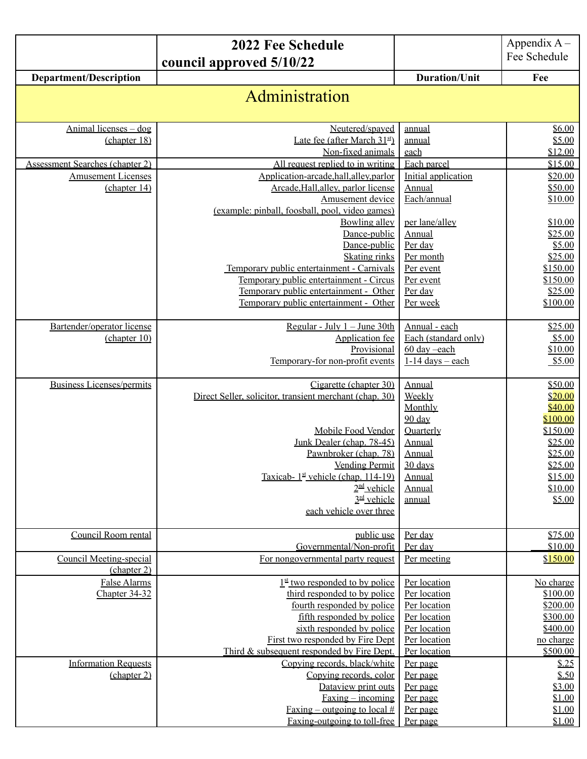| | 2022 Fee Schedule council approved 5/10/22 | | Appendix A – Fee Schedule |
|---|---|---|---|
| **Department/Description** | | **Duration/Unit** | **Fee** |
| **Administration** | | | |
| Animal licenses – dog (chapter 18) | Neutered/spayed | annual | $6.00 |
| | Late fee (after March 31st) | annual | $5.00 |
| | Non-fixed animals | each | $12.00 |
| Assessment Searches (chapter 2) | All request replied to in writing | Each parcel | $15.00 |
| Amusement Licenses (chapter 14) | Application-arcade,hall,alley,parlor | Initial application | $20.00 |
| | Arcade,Hall,alley, parlor license | Annual | $50.00 |
| | Amusement device (example: pinball, foosball, pool, video games) | Each/annual | $10.00 |
| | Bowling alley | per lane/alley | $10.00 |
| | Dance-public | Annual | $25.00 |
| | Dance-public | Per day | $5.00 |
| | Skating rinks | Per month | $25.00 |
| | Temporary public entertainment - Carnivals | Per event | $150.00 |
| | Temporary public entertainment - Circus | Per event | $150.00 |
| | Temporary public entertainment - Other | Per day | $25.00 |
| | Temporary public entertainment - Other | Per week | $100.00 |
| Bartender/operator license (chapter 10) | Regular - July 1 – June 30th | Annual - each | $25.00 |
| | Application fee | Each (standard only) | $5.00 |
| | Provisional | 60 day –each | $10.00 |
| | Temporary-for non-profit events | 1-14 days – each | $5.00 |
| Business Licenses/permits | Cigarette (chapter 30) | Annual | $50.00 |
| | Direct Seller, solicitor, transient merchant (chap. 30) | Weekly | $20.00 |
| | | Monthly | $40.00 |
| | | 90 day | $100.00 |
| | Mobile Food Vendor | Quarterly | $150.00 |
| | Junk Dealer (chap. 78-45) | Annual | $25.00 |
| | Pawnbroker (chap. 78) | Annual | $25.00 |
| | Vending Permit | 30 days | $25.00 |
| | Taxicab- 1st vehicle (chap. 114-19) | Annual | $15.00 |
| | 2nd vehicle | Annual | $10.00 |
| | 3rd vehicle | annual | $5.00 |
| | each vehicle over three | | |
| Council Room rental | public use | Per day | $75.00 |
| | Governmental/Non-profit | Per day | $10.00 |
| Council Meeting-special (chapter 2) | For nongovernmental party request | Per meeting | $150.00 |
| False Alarms Chapter 34-32 | 1st two responded to by police | Per location | No charge |
| | third responded to by police | Per location | $100.00 |
| | fourth responded by police | Per location | $200.00 |
| | fifth responded by police | Per location | $300.00 |
| | sixth responded by police | Per location | $400.00 |
| | First two responded by Fire Dept | Per location | no charge |
| | Third & subsequent responded by Fire Dept. | Per location | $500.00 |
| Information Requests (chapter 2) | Copying records, black/white | Per page | $.25 |
| | Copying records, color | Per page | $.50 |
| | Dataview print outs | Per page | $3.00 |
| | Faxing – incoming | Per page | $1.00 |
| | Faxing – outgoing to local # | Per page | $1.00 |
| | Faxing-outgoing to toll-free | Per page | $1.00 |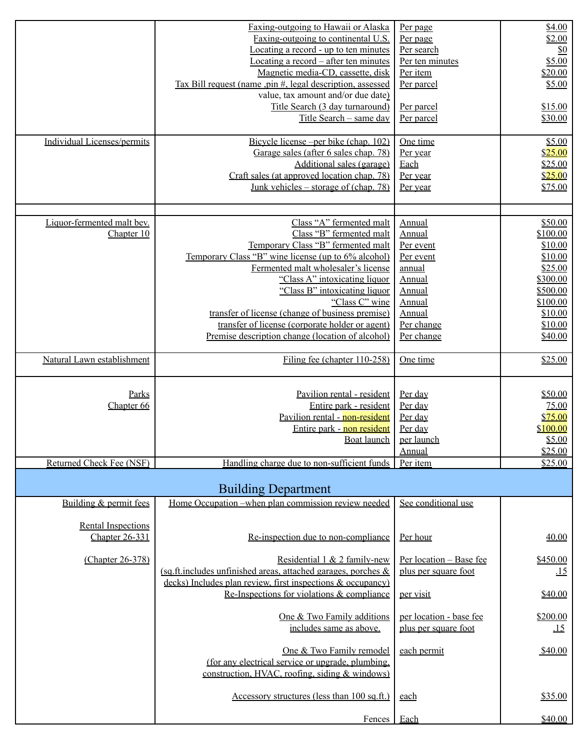| | | | |
|---|---|---|---|
| | Faxing-outgoing to Hawaii or Alaska | Per page | $4.00 |
| | Faxing-outgoing to continental U.S. | Per page | $2.00 |
| | Locating a record - up to ten minutes | Per search | $0 |
| | Locating a record – after ten minutes | Per ten minutes | $5.00 |
| | Magnetic media-CD, cassette, disk | Per item | $20.00 |
| | Tax Bill request (name ,pin #, legal description, assessed value, tax amount and/or due date) | Per parcel | $5.00 |
| | Title Search (3 day turnaround) | Per parcel | $15.00 |
| | Title Search – same day | Per parcel | $30.00 |
| Individual Licenses/permits | Bicycle license –per bike (chap. 102) | One time | $5.00 |
| | Garage sales (after 6 sales chap. 78) | Per year | $25.00 |
| | Additional sales (garage) | Each | $25.00 |
| | Craft sales (at approved location chap. 78) | Per year | $25.00 |
| | Junk vehicles – storage of (chap. 78) | Per year | $75.00 |
| | | | |
| Liquor-fermented malt bev. Chapter 10 | Class "A" fermented malt | Annual | $50.00 |
| | Class "B" fermented malt | Annual | $100.00 |
| | Temporary Class "B" fermented malt | Per event | $10.00 |
| | Temporary Class "B" wine license (up to 6% alcohol) | Per event | $10.00 |
| | Fermented malt wholesaler's license | annual | $25.00 |
| | "Class A" intoxicating liquor | Annual | $300.00 |
| | "Class B" intoxicating liquor | Annual | $500.00 |
| | "Class C" wine | Annual | $100.00 |
| | transfer of license (change of business premise) | Annual | $10.00 |
| | transfer of license (corporate holder or agent) | Per change | $10.00 |
| | Premise description change (location of alcohol) | Per change | $40.00 |
| Natural Lawn establishment | Filing fee (chapter 110-258) | One time | $25.00 |
| Parks Chapter 66 | Pavilion rental - resident | Per day | $50.00 |
| | Entire park - resident | Per day | 75.00 |
| | Pavilion rental - non-resident | Per day | $75.00 |
| | Entire park - non resident | Per day | $100.00 |
| | Boat launch | per launch | $5.00 |
| | | Annual | $25.00 |
| Returned Check Fee (NSF) | Handling charge due to non-sufficient funds | Per item | $25.00 |

## Building Department

| | | | |
|---|---|---|---|
| Building & permit fees | Home Occupation –when plan commission review needed | See conditional use | |
| Rental Inspections Chapter 26-331 | Re-inspection due to non-compliance | Per hour | 40.00 |
| (Chapter 26-378) | Residential 1 & 2 family-new (sq.ft.includes unfinished areas, attached garages, porches & decks) Includes plan review, first inspections & occupancy) | Per location – Base fee plus per square foot | $450.00 .15 |
| | Re-Inspections for violations & compliance | per visit | $40.00 |
| | One & Two Family additions includes same as above. | per location - base fee plus per square foot | $200.00 .15 |
| | One & Two Family remodel (for any electrical service or upgrade, plumbing, construction, HVAC, roofing, siding & windows) | each permit | $40.00 |
| | Accessory structures (less than 100 sq.ft.) | each | $35.00 |
| | Fences | Each | $40.00 |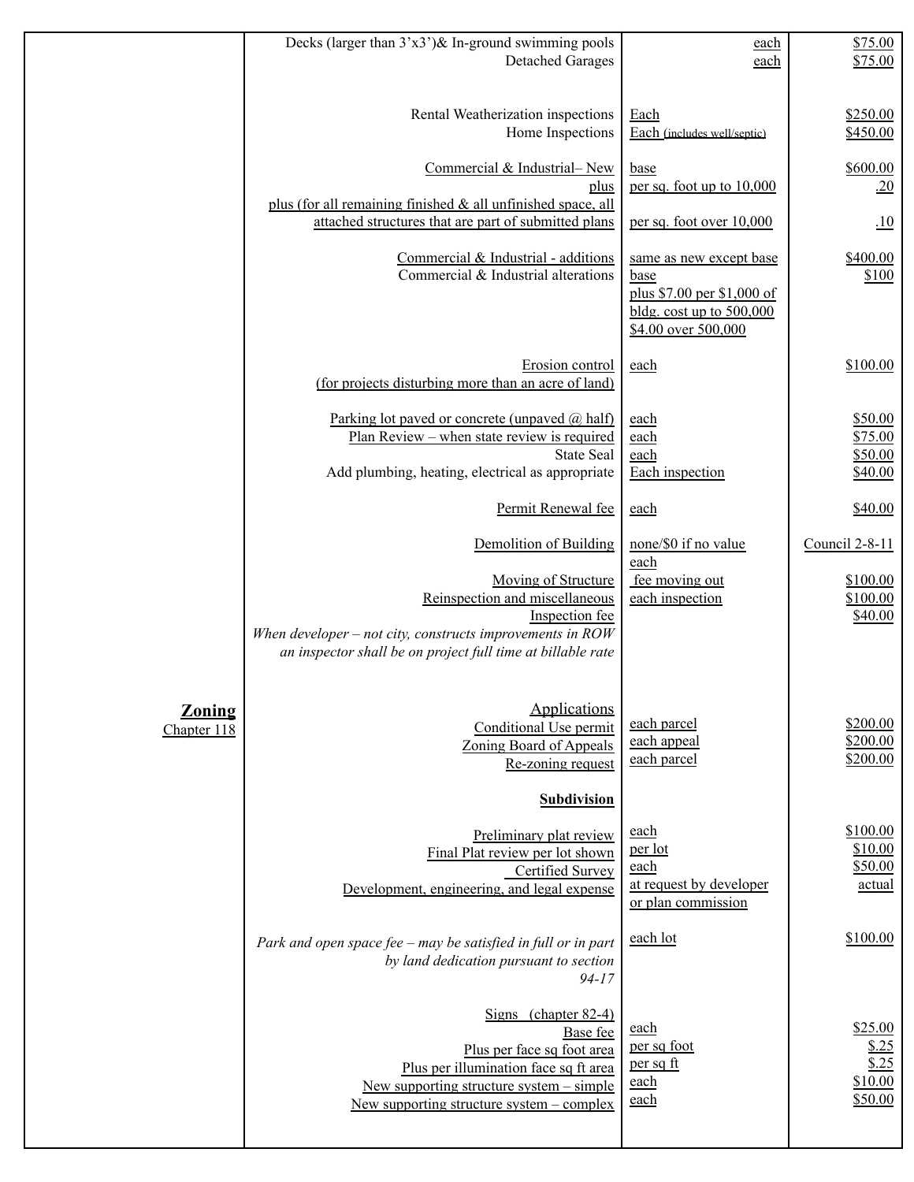| | | | |
|---|---|---|---|
| | Decks (larger than 3'x3')& In-ground swimming pools | each | $75.00 |
| | Detached Garages | each | $75.00 |
| | Rental Weatherization inspections | Each | $250.00 |
| | Home Inspections | Each (includes well/septic) | $450.00 |
| | Commercial & Industrial– New | base | $600.00 |
| | plus | per sq. foot up to 10,000 | .20 |
| | plus (for all remaining finished & all unfinished space, all attached structures that are part of submitted plans | per sq. foot over 10,000 | .10 |
| | Commercial & Industrial - additions | same as new except base | $400.00 |
| | Commercial & Industrial alterations | base | $100 |
| | | plus $7.00 per $1,000 of bldg. cost up to 500,000 $4.00 over 500,000 | |
| | Erosion control (for projects disturbing more than an acre of land) | each | $100.00 |
| | Parking lot paved or concrete (unpaved @ half) | each | $50.00 |
| | Plan Review – when state review is required | each | $75.00 |
| | State Seal | each | $50.00 |
| | Add plumbing, heating, electrical as appropriate | Each inspection | $40.00 |
| | Permit Renewal fee | each | $40.00 |
| | Demolition of Building | none/$0 if no value | Council 2-8-11 |
| | Moving of Structure | each fee moving out | $100.00 |
| | Reinspection and miscellaneous | each inspection | $100.00 |
| | Inspection fee | | $40.00 |
| | *When developer – not city, constructs improvements in ROW an inspector shall be on project full time at billable rate* | | |
| **Zoning** Chapter 118 | Applications | | |
| | Conditional Use permit | each parcel | $200.00 |
| | Zoning Board of Appeals | each appeal | $200.00 |
| | Re-zoning request | each parcel | $200.00 |
| | **Subdivision** | | |
| | Preliminary plat review | each | $100.00 |
| | Final Plat review per lot shown | per lot | $10.00 |
| | Certified Survey | each | $50.00 |
| | Development, engineering, and legal expense | at request by developer or plan commission | actual |
| | *Park and open space fee – may be satisfied in full or in part by land dedication pursuant to section 94-17* | each lot | $100.00 |
| | Signs (chapter 82-4) | | |
| | Base fee | each | $25.00 |
| | Plus per face sq foot area | per sq foot | $.25 |
| | Plus per illumination face sq ft area | per sq ft | $.25 |
| | New supporting structure system – simple | each | $10.00 |
| | New supporting structure system – complex | each | $50.00 |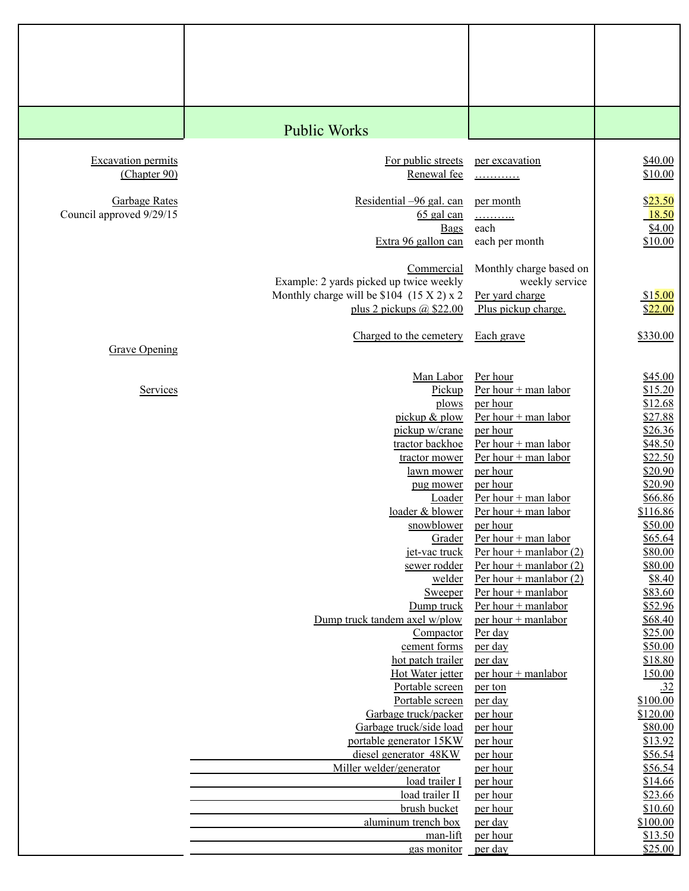| | Public Works | | |
|---|---|---|---|
| Excavation permits | For public streets | per excavation | $40.00 |
| (Chapter 90) | Renewal fee | ………… | $10.00 |
| | | | |
| Garbage Rates | Residential –96 gal. can | per month | $23.50 |
| Council approved 9/29/15 | 65 gal can | ……….. | 18.50 |
| | Bags | each | $4.00 |
| | Extra 96 gallon can | each per month | $10.00 |
| | | | |
| | Commercial | Monthly charge based on weekly service | |
| | Example: 2 yards picked up twice weekly | | |
| | Monthly charge will be $104 (15 X 2) x 2 | Per yard charge | $15.00 |
| | plus 2 pickups @ $22.00 | Plus pickup charge. | $22.00 |
| | | | |
| | Charged to the cemetery | Each grave | $330.00 |
| Grave Opening | | | |
| | | | |
| | Man Labor | Per hour | $45.00 |
| Services | Pickup | Per hour + man labor | $15.20 |
| | plows | per hour | $12.68 |
| | pickup & plow | Per hour + man labor | $27.88 |
| | pickup w/crane | per hour | $26.36 |
| | tractor backhoe | Per hour + man labor | $48.50 |
| | tractor mower | Per hour + man labor | $22.50 |
| | lawn mower | per hour | $20.90 |
| | pug mower | per hour | $20.90 |
| | Loader | Per hour + man labor | $66.86 |
| | loader & blower | Per hour + man labor | $116.86 |
| | snowblower | per hour | $50.00 |
| | Grader | Per hour + man labor | $65.64 |
| | jet-vac truck | Per hour + manlabor (2) | $80.00 |
| | sewer rodder | Per hour + manlabor (2) | $80.00 |
| | welder | Per hour + manlabor (2) | $8.40 |
| | Sweeper | Per hour + manlabor | $83.60 |
| | Dump truck | Per hour + manlabor | $52.96 |
| | Dump truck tandem axel w/plow | per hour + manlabor | $68.40 |
| | Compactor | Per day | $25.00 |
| | cement forms | per day | $50.00 |
| | hot patch trailer | per day | $18.80 |
| | Hot Water jetter | per hour + manlabor | 150.00 |
| | Portable screen | per ton | .32 |
| | Portable screen | per day | $100.00 |
| | Garbage truck/packer | per hour | $120.00 |
| | Garbage truck/side load | per hour | $80.00 |
| | portable generator 15KW | per hour | $13.92 |
| | diesel generator 48KW | per hour | $56.54 |
| | Miller welder/generator | per hour | $56.54 |
| | load trailer I | per hour | $14.66 |
| | load trailer II | per hour | $23.66 |
| | brush bucket | per hour | $10.60 |
| | aluminum trench box | per day | $100.00 |
| | man-lift | per hour | $13.50 |
| | gas monitor | per day | $25.00 |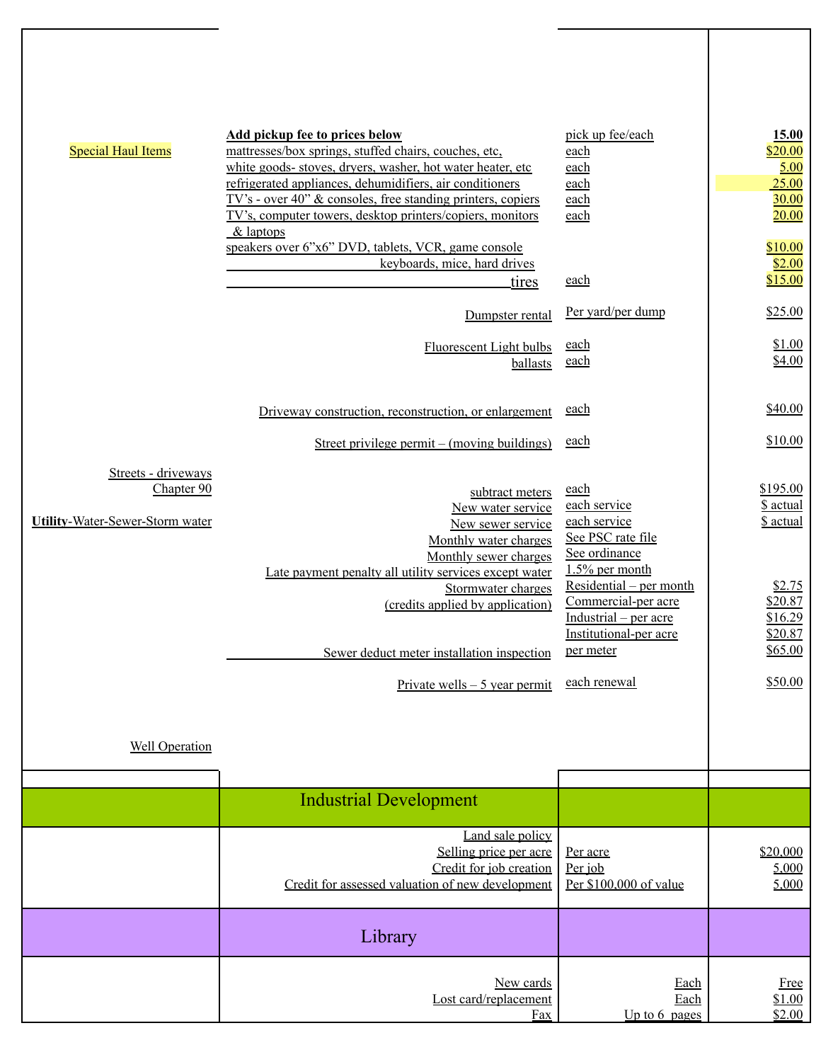| | | | |
|---|---|---|---|
| | **Add pickup fee to prices below** | pick up fee/each | **15.00** |
| Special Haul Items | mattresses/box springs, stuffed chairs, couches, etc, | each | $20.00 |
| | white goods- stoves, dryers, washer, hot water heater, etc | each | 5.00 |
| | refrigerated appliances, dehumidifiers, air conditioners | each | 25.00 |
| | TV's - over 40" & consoles, free standing printers, copiers | each | 30.00 |
| | TV's, computer towers, desktop printers/copiers, monitors & laptops | each | 20.00 |
| | speakers over 6"x6" DVD, tablets, VCR, game console | | $10.00 |
| | keyboards, mice, hard drives | | $2.00 |
| | tires | each | $15.00 |
| | Dumpster rental | Per yard/per dump | $25.00 |
| | Fluorescent Light bulbs | each | $1.00 |
| | ballasts | each | $4.00 |
| | Driveway construction, reconstruction, or enlargement | each | $40.00 |
| | Street privilege permit – (moving buildings) | each | $10.00 |
| Streets - driveways Chapter 90 | subtract meters | each | $195.00 |
| | New water service | each service | $ actual |
| **Utility**-Water-Sewer-Storm water | New sewer service | each service | $ actual |
| | Monthly water charges | See PSC rate file | |
| | Monthly sewer charges | See ordinance | |
| | Late payment penalty all utility services except water | 1.5% per month | |
| | Stormwater charges | Residential – per month | $2.75 |
| | (credits applied by application) | Commercial-per acre | $20.87 |
| | | Industrial – per acre | $16.29 |
| | | Institutional-per acre | $20.87 |
| | Sewer deduct meter installation inspection | per meter | $65.00 |
| | Private wells – 5 year permit | each renewal | $50.00 |
| Well Operation | | | |

| | Industrial Development | | |
|---|---|---|---|
| | Land sale policy | | |
| | Selling price per acre | Per acre | $20,000 |
| | Credit for job creation | Per job | 5,000 |
| | Credit for assessed valuation of new development | Per $100,000 of value | 5,000 |

| | Library | | |
|---|---|---|---|
| | New cards | Each | Free |
| | Lost card/replacement | Each | $1.00 |
| | Fax | Up to 6 pages | $2.00 |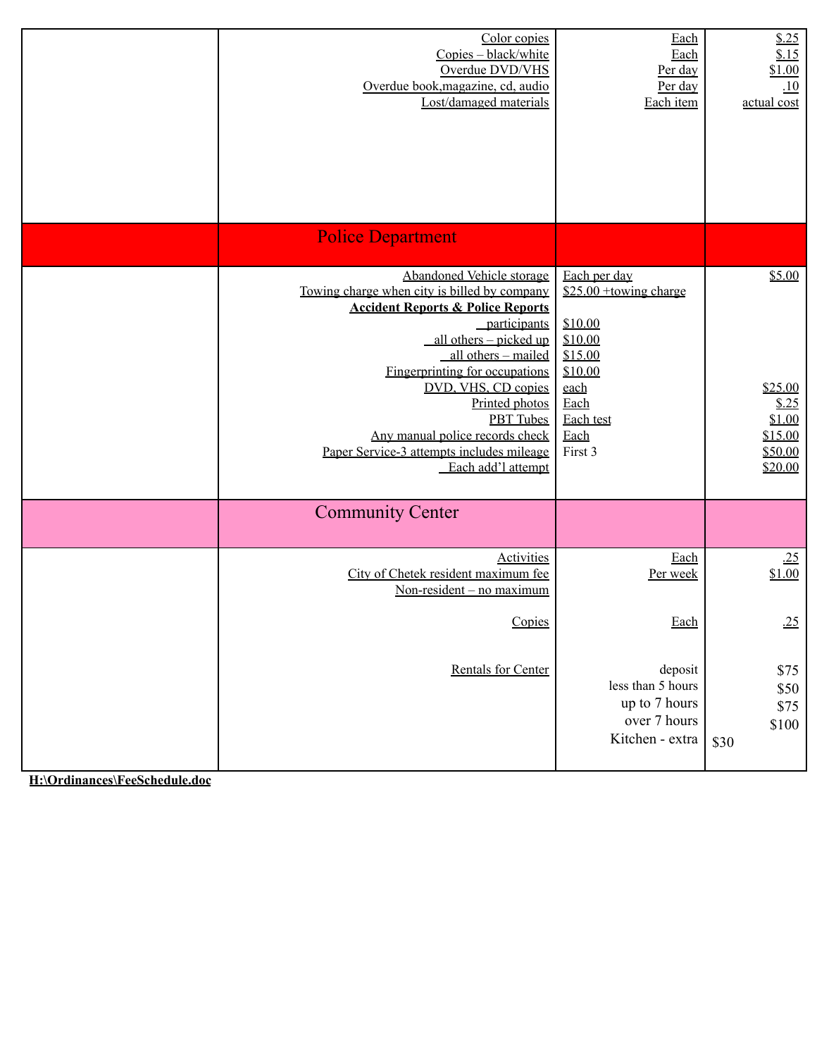| | | | |
|---|---|---|---|
| | Color copies | Each | $.25 |
| | Copies – black/white | Each | $.15 |
| | Overdue DVD/VHS | Per day | $1.00 |
| | Overdue book,magazine, cd, audio | Per day | .10 |
| | Lost/damaged materials | Each item | actual cost |
| | Police Department | | |
| | Abandoned Vehicle storage | Each per day | $5.00 |
| | Towing charge when city is billed by company | $25.00 +towing charge | |
| | **Accident Reports & Police Reports** | | |
| | participants | $10.00 | |
| | all others – picked up | $10.00 | |
| | all others – mailed | $15.00 | |
| | Fingerprinting for occupations | $10.00 | |
| | DVD, VHS, CD copies | each | $25.00 |
| | Printed photos | Each | $.25 |
| | PBT Tubes | Each test | $1.00 |
| | Any manual police records check | Each | $15.00 |
| | Paper Service-3 attempts includes mileage | First 3 | $50.00 |
| | Each add'l attempt | | $20.00 |
| | Community Center | | |
| | Activities | Each | .25 |
| | City of Chetek resident maximum fee | Per week | $1.00 |
| | Non-resident – no maximum | | |
| | Copies | Each | .25 |
| | Rentals for Center | deposit | $75 |
| | | less than 5 hours | $50 |
| | | up to 7 hours | $75 |
| | | over 7 hours | $100 |
| | | Kitchen - extra | $30 |

**H:\Ordinances\FeeSchedule.doc**